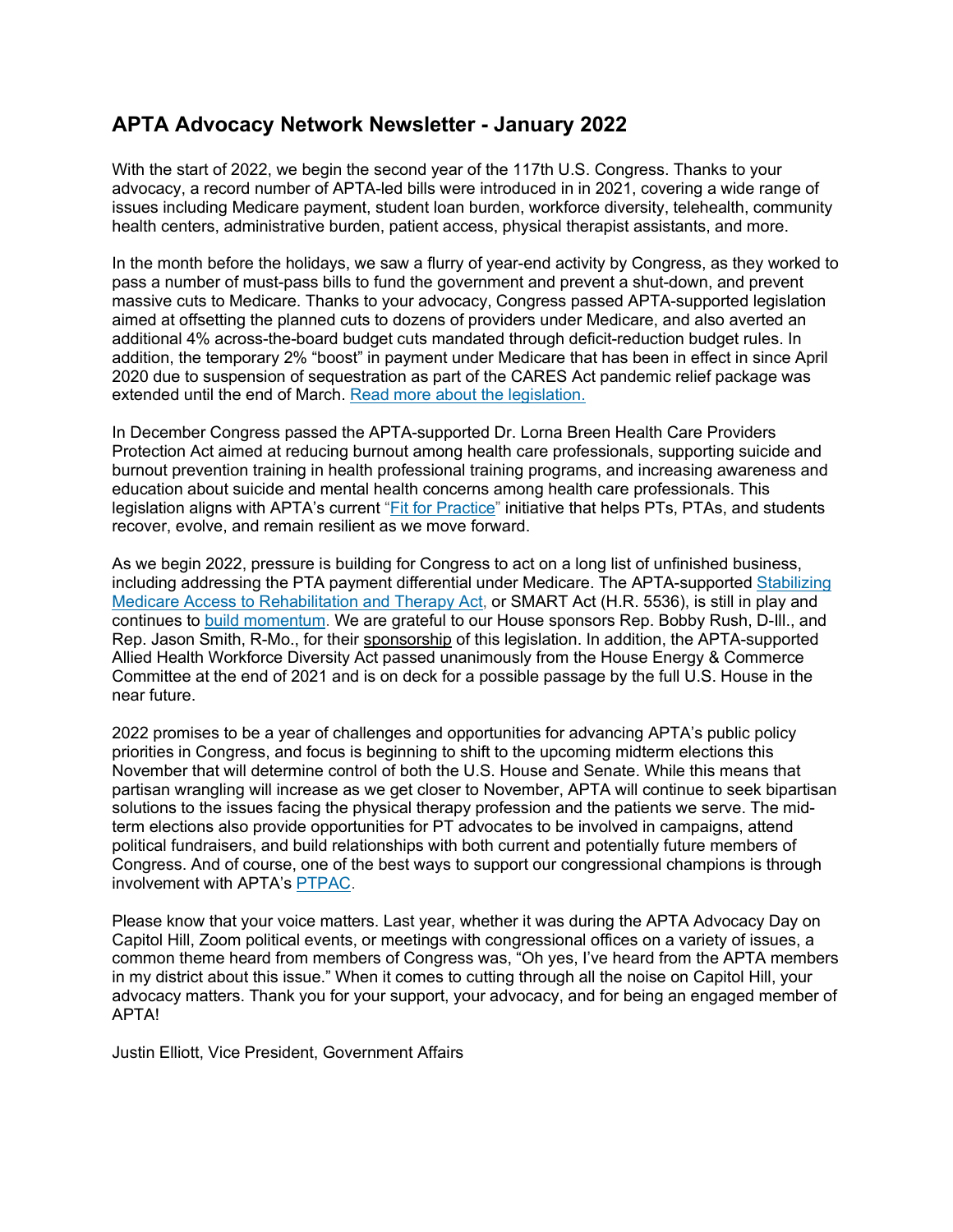# APTA Advocacy Network Newsletter - January 2022

With the start of 2022, we begin the second year of the 117th U.S. Congress. Thanks to your advocacy, a record number of APTA-led bills were introduced in in 2021, covering a wide range of issues including Medicare payment, student loan burden, workforce diversity, telehealth, community health centers, administrative burden, patient access, physical therapist assistants, and more.

In the month before the holidays, we saw a flurry of year-end activity by Congress, as they worked to pass a number of must-pass bills to fund the government and prevent a shut-down, and prevent massive cuts to Medicare. Thanks to your advocacy, Congress passed APTA-supported legislation aimed at offsetting the planned cuts to dozens of providers under Medicare, and also averted an additional 4% across-the-board budget cuts mandated through deficit-reduction budget rules. In addition, the temporary 2% "boost" in payment under Medicare that has been in effect in since April 2020 due to suspension of sequestration as part of the CARES Act pandemic relief package was extended until the end of March. Read more about the legislation.

In December Congress passed the APTA-supported Dr. Lorna Breen Health Care Providers Protection Act aimed at reducing burnout among health care professionals, supporting suicide and burnout prevention training in health professional training programs, and increasing awareness and education about suicide and mental health concerns among health care professionals. This legislation aligns with APTA's current "Fit for Practice" initiative that helps PTs, PTAs, and students recover, evolve, and remain resilient as we move forward.

As we begin 2022, pressure is building for Congress to act on a long list of unfinished business, including addressing the PTA payment differential under Medicare. The APTA-supported Stabilizing Medicare Access to Rehabilitation and Therapy Act, or SMART Act (H.R. 5536), is still in play and continues to build momentum. We are grateful to our House sponsors Rep. Bobby Rush, D-Ill., and Rep. Jason Smith, R-Mo., for their sponsorship of this legislation. In addition, the APTA-supported Allied Health Workforce Diversity Act passed unanimously from the House Energy & Commerce Committee at the end of 2021 and is on deck for a possible passage by the full U.S. House in the near future.

2022 promises to be a year of challenges and opportunities for advancing APTA's public policy priorities in Congress, and focus is beginning to shift to the upcoming midterm elections this November that will determine control of both the U.S. House and Senate. While this means that partisan wrangling will increase as we get closer to November, APTA will continue to seek bipartisan solutions to the issues facing the physical therapy profession and the patients we serve. The mid-term elections also provide opportunities for PT advocates to be involved in campaigns, attend political fundraisers, and build relationships with both current and potentially future members of Congress. And of course, one of the best ways to support our congressional champions is through involvement with APTA's PTPAC.

Please know that your voice matters. Last year, whether it was during the APTA Advocacy Day on Capitol Hill, Zoom political events, or meetings with congressional offices on a variety of issues, a common theme heard from members of Congress was, "Oh yes, I've heard from the APTA members in my district about this issue." When it comes to cutting through all the noise on Capitol Hill, your advocacy matters. Thank you for your support, your advocacy, and for being an engaged member of APTA!

Justin Elliott, Vice President, Government Affairs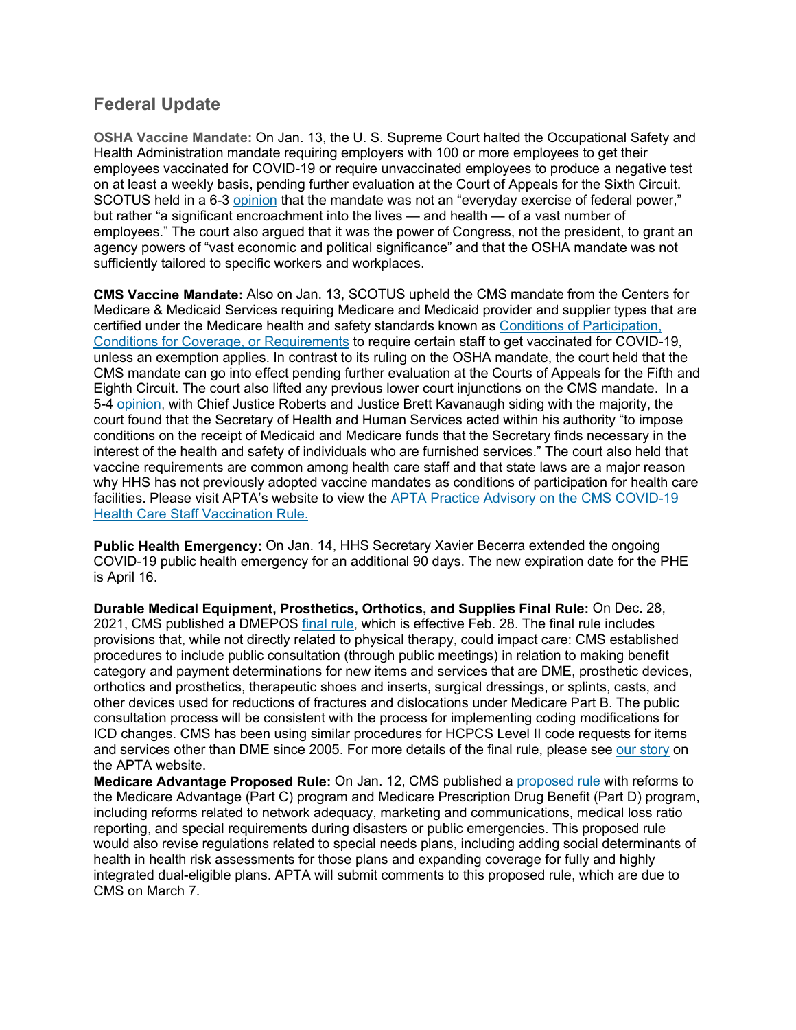## Federal Update

**OSHA Vaccine Mandate:** On Jan. 13, the U. S. Supreme Court halted the Occupational Safety and Health Administration mandate requiring employers with 100 or more employees to get their employees vaccinated for COVID-19 or require unvaccinated employees to produce a negative test on at least a weekly basis, pending further evaluation at the Court of Appeals for the Sixth Circuit. SCOTUS held in a 6-3 [opinion]() that the mandate was not an "everyday exercise of federal power," but rather "a significant encroachment into the lives — and health — of a vast number of employees." The court also argued that it was the power of Congress, not the president, to grant an agency powers of "vast economic and political significance" and that the OSHA mandate was not sufficiently tailored to specific workers and workplaces.

**CMS Vaccine Mandate:** Also on Jan. 13, SCOTUS upheld the CMS mandate from the Centers for Medicare & Medicaid Services requiring Medicare and Medicaid provider and supplier types that are certified under the Medicare health and safety standards known as [Conditions of Participation, Conditions for Coverage, or Requirements]() to require certain staff to get vaccinated for COVID-19, unless an exemption applies. In contrast to its ruling on the OSHA mandate, the court held that the CMS mandate can go into effect pending further evaluation at the Courts of Appeals for the Fifth and Eighth Circuit. The court also lifted any previous lower court injunctions on the CMS mandate. In a 5-4 [opinion](), with Chief Justice Roberts and Justice Brett Kavanaugh siding with the majority, the court found that the Secretary of Health and Human Services acted within his authority "to impose conditions on the receipt of Medicaid and Medicare funds that the Secretary finds necessary in the interest of the health and safety of individuals who are furnished services." The court also held that vaccine requirements are common among health care staff and that state laws are a major reason why HHS has not previously adopted vaccine mandates as conditions of participation for health care facilities. Please visit APTA's website to view the [APTA Practice Advisory on the CMS COVID-19 Health Care Staff Vaccination Rule.]()

**Public Health Emergency:** On Jan. 14, HHS Secretary Xavier Becerra extended the ongoing COVID-19 public health emergency for an additional 90 days. The new expiration date for the PHE is April 16.

**Durable Medical Equipment, Prosthetics, Orthotics, and Supplies Final Rule:** On Dec. 28, 2021, CMS published a DMEPOS [final rule,]() which is effective Feb. 28. The final rule includes provisions that, while not directly related to physical therapy, could impact care: CMS established procedures to include public consultation (through public meetings) in relation to making benefit category and payment determinations for new items and services that are DME, prosthetic devices, orthotics and prosthetics, therapeutic shoes and inserts, surgical dressings, or splints, casts, and other devices used for reductions of fractures and dislocations under Medicare Part B. The public consultation process will be consistent with the process for implementing coding modifications for ICD changes. CMS has been using similar procedures for HCPCS Level II code requests for items and services other than DME since 2005. For more details of the final rule, please see [our story]() on the APTA website.

**Medicare Advantage Proposed Rule:** On Jan. 12, CMS published a [proposed rule]() with reforms to the Medicare Advantage (Part C) program and Medicare Prescription Drug Benefit (Part D) program, including reforms related to network adequacy, marketing and communications, medical loss ratio reporting, and special requirements during disasters or public emergencies. This proposed rule would also revise regulations related to special needs plans, including adding social determinants of health in health risk assessments for those plans and expanding coverage for fully and highly integrated dual-eligible plans. APTA will submit comments to this proposed rule, which are due to CMS on March 7.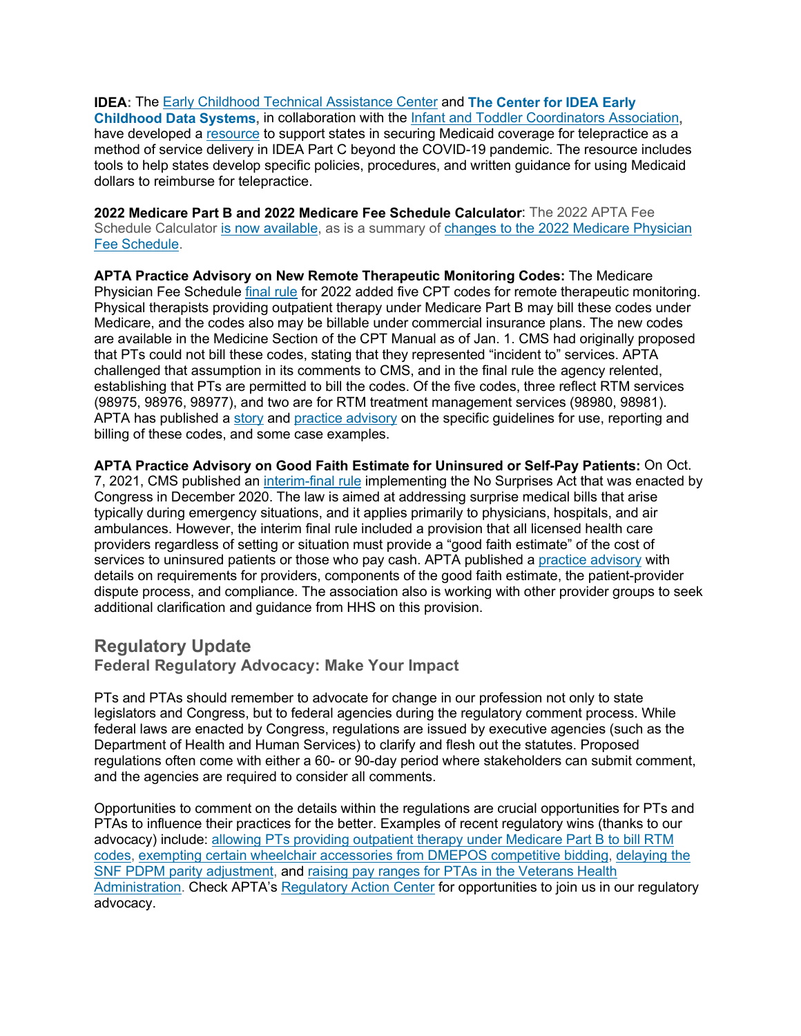**IDEA**: The Early Childhood Technical Assistance Center and **The Center for IDEA Early Childhood Data Systems**, in collaboration with the Infant and Toddler Coordinators Association, have developed a resource to support states in securing Medicaid coverage for telepractice as a method of service delivery in IDEA Part C beyond the COVID-19 pandemic. The resource includes tools to help states develop specific policies, procedures, and written guidance for using Medicaid dollars to reimburse for telepractice.

**2022 Medicare Part B and 2022 Medicare Fee Schedule Calculator**: The 2022 APTA Fee Schedule Calculator is now available, as is a summary of changes to the 2022 Medicare Physician Fee Schedule.

**APTA Practice Advisory on New Remote Therapeutic Monitoring Codes:** The Medicare Physician Fee Schedule final rule for 2022 added five CPT codes for remote therapeutic monitoring. Physical therapists providing outpatient therapy under Medicare Part B may bill these codes under Medicare, and the codes also may be billable under commercial insurance plans. The new codes are available in the Medicine Section of the CPT Manual as of Jan. 1. CMS had originally proposed that PTs could not bill these codes, stating that they represented "incident to" services. APTA challenged that assumption in its comments to CMS, and in the final rule the agency relented, establishing that PTs are permitted to bill the codes. Of the five codes, three reflect RTM services (98975, 98976, 98977), and two are for RTM treatment management services (98980, 98981). APTA has published a story and practice advisory on the specific guidelines for use, reporting and billing of these codes, and some case examples.

**APTA Practice Advisory on Good Faith Estimate for Uninsured or Self-Pay Patients:** On Oct. 7, 2021, CMS published an interim-final rule implementing the No Surprises Act that was enacted by Congress in December 2020. The law is aimed at addressing surprise medical bills that arise typically during emergency situations, and it applies primarily to physicians, hospitals, and air ambulances. However, the interim final rule included a provision that all licensed health care providers regardless of setting or situation must provide a "good faith estimate" of the cost of services to uninsured patients or those who pay cash. APTA published a practice advisory with details on requirements for providers, components of the good faith estimate, the patient-provider dispute process, and compliance. The association also is working with other provider groups to seek additional clarification and guidance from HHS on this provision.

## Regulatory Update

### Federal Regulatory Advocacy: Make Your Impact

PTs and PTAs should remember to advocate for change in our profession not only to state legislators and Congress, but to federal agencies during the regulatory comment process. While federal laws are enacted by Congress, regulations are issued by executive agencies (such as the Department of Health and Human Services) to clarify and flesh out the statutes. Proposed regulations often come with either a 60- or 90-day period where stakeholders can submit comment, and the agencies are required to consider all comments.

Opportunities to comment on the details within the regulations are crucial opportunities for PTs and PTAs to influence their practices for the better. Examples of recent regulatory wins (thanks to our advocacy) include: allowing PTs providing outpatient therapy under Medicare Part B to bill RTM codes, exempting certain wheelchair accessories from DMEPOS competitive bidding, delaying the SNF PDPM parity adjustment, and raising pay ranges for PTAs in the Veterans Health Administration. Check APTA's Regulatory Action Center for opportunities to join us in our regulatory advocacy.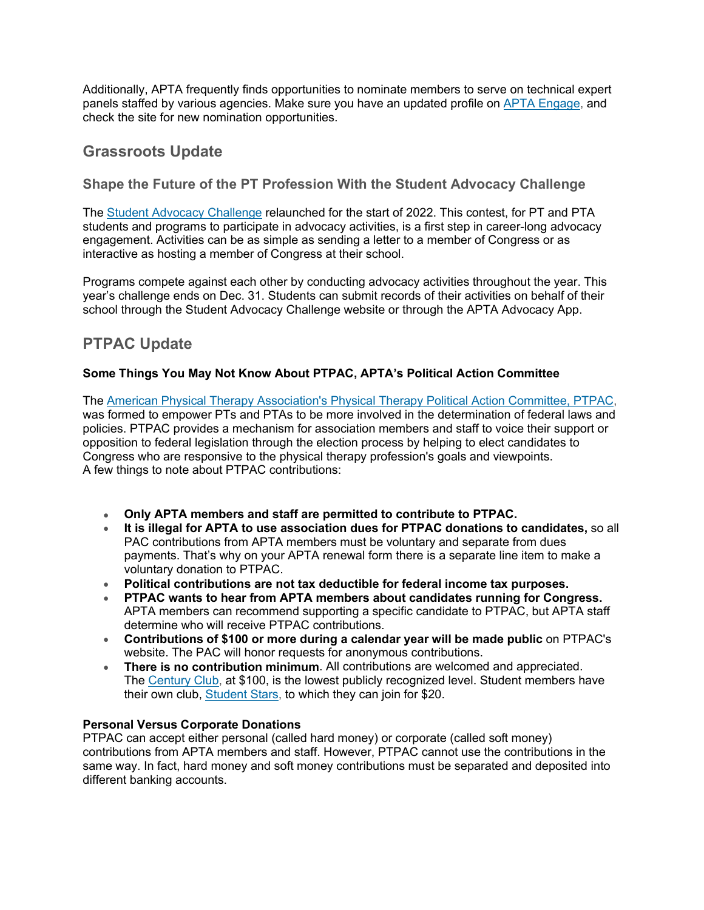Additionally, APTA frequently finds opportunities to nominate members to serve on technical expert panels staffed by various agencies. Make sure you have an updated profile on APTA Engage, and check the site for new nomination opportunities.

## Grassroots Update

### Shape the Future of the PT Profession With the Student Advocacy Challenge

The Student Advocacy Challenge relaunched for the start of 2022. This contest, for PT and PTA students and programs to participate in advocacy activities, is a first step in career-long advocacy engagement. Activities can be as simple as sending a letter to a member of Congress or as interactive as hosting a member of Congress at their school.

Programs compete against each other by conducting advocacy activities throughout the year. This year's challenge ends on Dec. 31. Students can submit records of their activities on behalf of their school through the Student Advocacy Challenge website or through the APTA Advocacy App.

## PTPAC Update

**Some Things You May Not Know About PTPAC, APTA's Political Action Committee**

The American Physical Therapy Association's Physical Therapy Political Action Committee, PTPAC, was formed to empower PTs and PTAs to be more involved in the determination of federal laws and policies. PTPAC provides a mechanism for association members and staff to voice their support or opposition to federal legislation through the election process by helping to elect candidates to Congress who are responsive to the physical therapy profession's goals and viewpoints.
A few things to note about PTPAC contributions:

- **Only APTA members and staff are permitted to contribute to PTPAC.**
- **It is illegal for APTA to use association dues for PTPAC donations to candidates,** so all PAC contributions from APTA members must be voluntary and separate from dues payments. That's why on your APTA renewal form there is a separate line item to make a voluntary donation to PTPAC.
- **Political contributions are not tax deductible for federal income tax purposes.**
- **PTPAC wants to hear from APTA members about candidates running for Congress.** APTA members can recommend supporting a specific candidate to PTPAC, but APTA staff determine who will receive PTPAC contributions.
- **Contributions of $100 or more during a calendar year will be made public** on PTPAC's website. The PAC will honor requests for anonymous contributions.
- **There is no contribution minimum**. All contributions are welcomed and appreciated. The Century Club, at $100, is the lowest publicly recognized level. Student members have their own club, Student Stars, to which they can join for $20.

**Personal Versus Corporate Donations**
PTPAC can accept either personal (called hard money) or corporate (called soft money) contributions from APTA members and staff. However, PTPAC cannot use the contributions in the same way. In fact, hard money and soft money contributions must be separated and deposited into different banking accounts.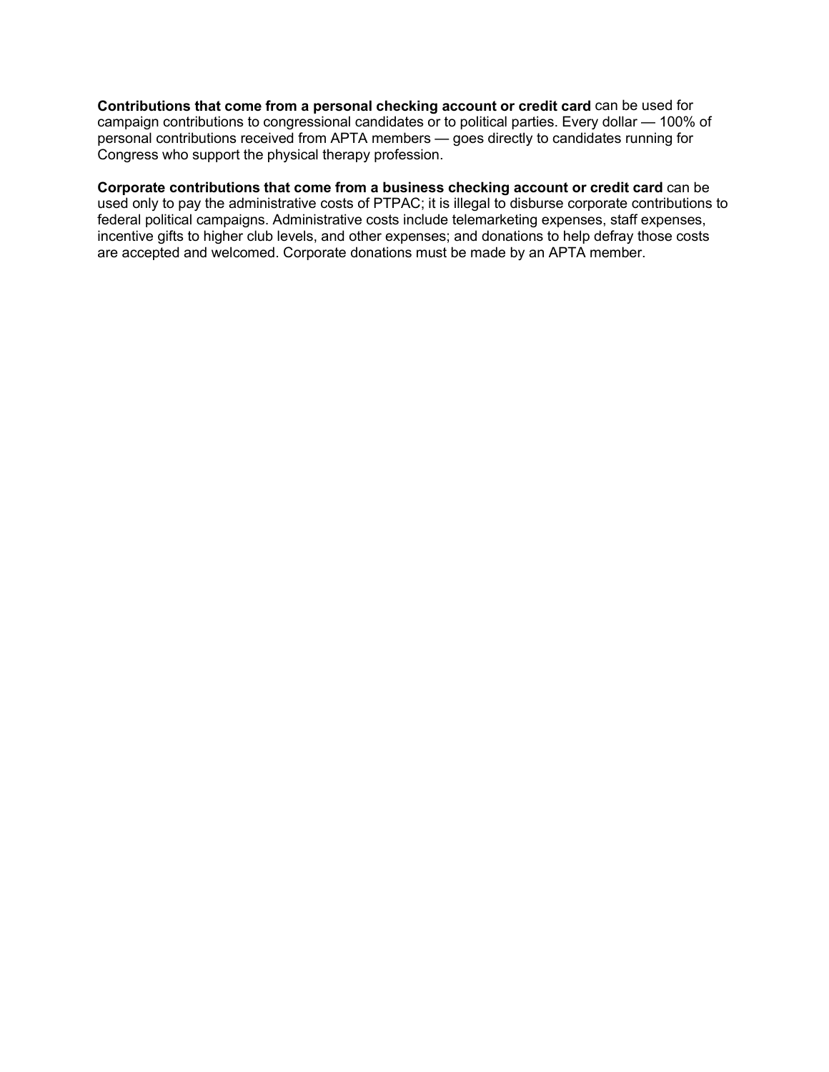**Contributions that come from a personal checking account or credit card** can be used for campaign contributions to congressional candidates or to political parties. Every dollar — 100% of personal contributions received from APTA members — goes directly to candidates running for Congress who support the physical therapy profession.

**Corporate contributions that come from a business checking account or credit card** can be used only to pay the administrative costs of PTPAC; it is illegal to disburse corporate contributions to federal political campaigns. Administrative costs include telemarketing expenses, staff expenses, incentive gifts to higher club levels, and other expenses; and donations to help defray those costs are accepted and welcomed. Corporate donations must be made by an APTA member.